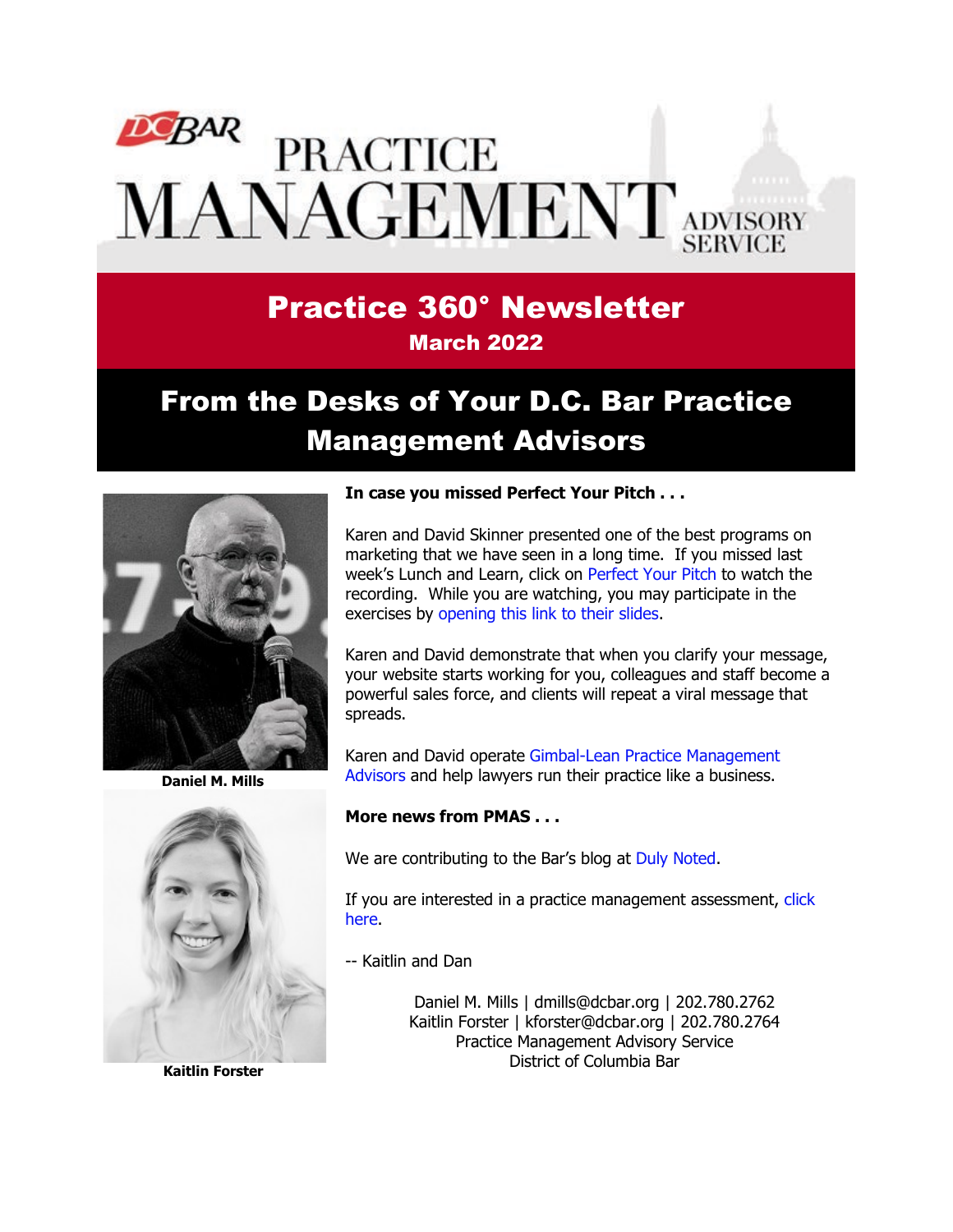# PRACTICE MANAGEMENT ADVISORY SERVICE

## Practice 360° Newsletter
**March 2022**

## From the Desks of Your D.C. Bar Practice Management Advisors

**Daniel M. Mills**

**Kaitlin Forster**

**In case you missed Perfect Your Pitch . . .**

Karen and David Skinner presented one of the best programs on marketing that we have seen in a long time. If you missed last week's Lunch and Learn, click on Perfect Your Pitch to watch the recording. While you are watching, you may participate in the exercises by opening this link to their slides.

Karen and David demonstrate that when you clarify your message, your website starts working for you, colleagues and staff become a powerful sales force, and clients will repeat a viral message that spreads.

Karen and David operate Gimbal-Lean Practice Management Advisors and help lawyers run their practice like a business.

**More news from PMAS . . .**

We are contributing to the Bar's blog at Duly Noted.

If you are interested in a practice management assessment, click here.

-- Kaitlin and Dan

Daniel M. Mills | dmills@dcbar.org | 202.780.2762
Kaitlin Forster | kforster@dcbar.org | 202.780.2764
Practice Management Advisory Service
District of Columbia Bar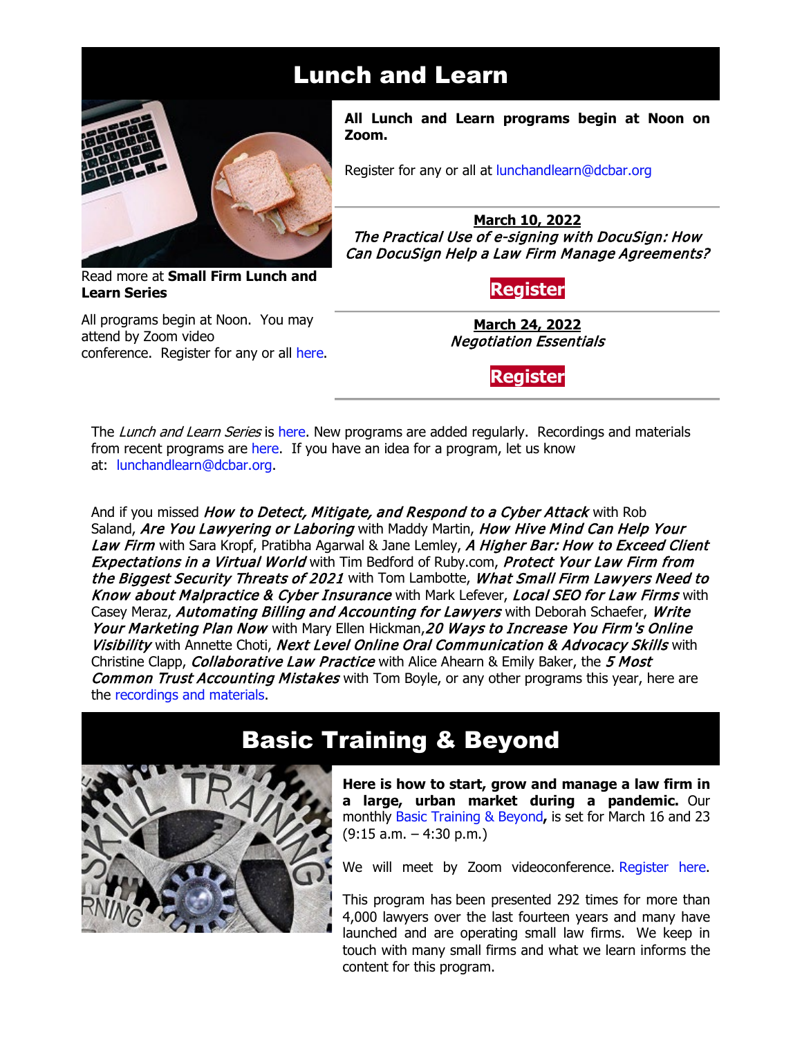# Lunch and Learn

Read more at **Small Firm Lunch and Learn Series**

All programs begin at Noon. You may attend by Zoom video conference. Register for any or all here.

**All Lunch and Learn programs begin at Noon on Zoom.**

Register for any or all at lunchandlearn@dcbar.org

**March 10, 2022**
*The Practical Use of e-signing with DocuSign: How Can DocuSign Help a Law Firm Manage Agreements?*

**Register**

**March 24, 2022**
*Negotiation Essentials*

**Register**

The *Lunch and Learn Series* is here. New programs are added regularly. Recordings and materials from recent programs are here. If you have an idea for a program, let us know at: lunchandlearn@dcbar.org.

And if you missed ***How to Detect, Mitigate, and Respond to a Cyber Attack*** with Rob Saland, ***Are You Lawyering or Laboring*** with Maddy Martin, ***How Hive Mind Can Help Your Law Firm*** with Sara Kropf, Pratibha Agarwal & Jane Lemley, ***A Higher Bar: How to Exceed Client Expectations in a Virtual World*** with Tim Bedford of Ruby.com, ***Protect Your Law Firm from the Biggest Security Threats of 2021*** with Tom Lambotte, ***What Small Firm Lawyers Need to Know about Malpractice & Cyber Insurance*** with Mark Lefever, ***Local SEO for Law Firms*** with Casey Meraz, ***Automating Billing and Accounting for Lawyers*** with Deborah Schaefer, ***Write Your Marketing Plan Now*** with Mary Ellen Hickman,***20 Ways to Increase You Firm's Online Visibility*** with Annette Choti, ***Next Level Online Oral Communication & Advocacy Skills*** with Christine Clapp, ***Collaborative Law Practice*** with Alice Ahearn & Emily Baker, the ***5 Most Common Trust Accounting Mistakes*** with Tom Boyle, or any other programs this year, here are the recordings and materials.

# Basic Training & Beyond

**Here is how to start, grow and manage a law firm in a large, urban market during a pandemic.** Our monthly Basic Training & Beyond**,** is set for March 16 and 23 (9:15 a.m. – 4:30 p.m.)

We will meet by Zoom videoconference. Register here.

This program has been presented 292 times for more than 4,000 lawyers over the last fourteen years and many have launched and are operating small law firms. We keep in touch with many small firms and what we learn informs the content for this program.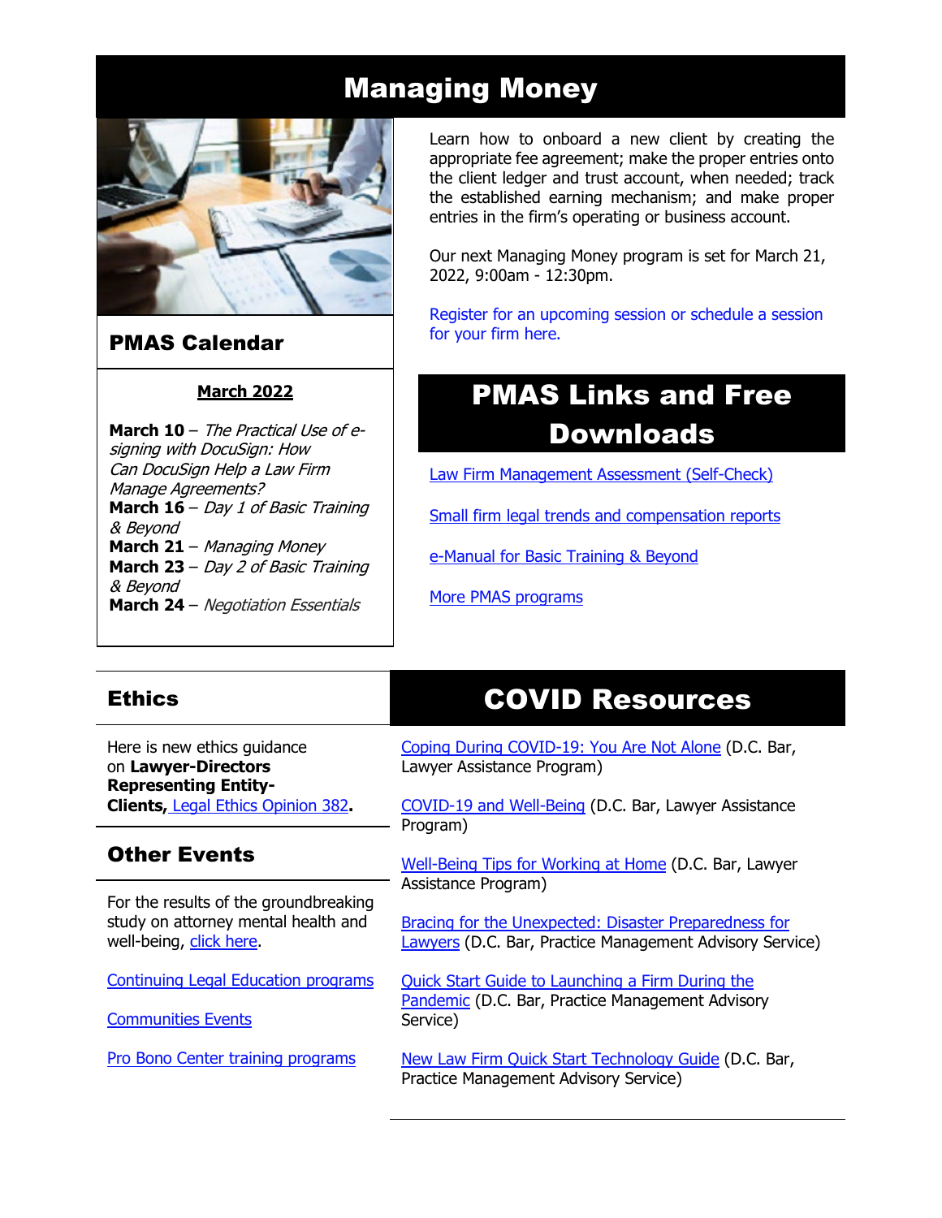# Managing Money

Learn how to onboard a new client by creating the appropriate fee agreement; make the proper entries onto the client ledger and trust account, when needed; track the established earning mechanism; and make proper entries in the firm's operating or business account.

Our next Managing Money program is set for March 21, 2022, 9:00am - 12:30pm.

Register for an upcoming session or schedule a session for your firm here.

## PMAS Calendar

**March 2022**

**March 10** – *The Practical Use of e-signing with DocuSign: How Can DocuSign Help a Law Firm Manage Agreements?*
**March 16** – *Day 1 of Basic Training & Beyond*
**March 21** – *Managing Money*
**March 23** – *Day 2 of Basic Training & Beyond*
**March 24** – *Negotiation Essentials*

# PMAS Links and Free Downloads

Law Firm Management Assessment (Self-Check)

Small firm legal trends and compensation reports

e-Manual for Basic Training & Beyond

More PMAS programs

## Ethics

Here is new ethics guidance on **Lawyer-Directors Representing Entity-Clients,** Legal Ethics Opinion 382**.**

## Other Events

For the results of the groundbreaking study on attorney mental health and well-being, click here.

Continuing Legal Education programs

Communities Events

Pro Bono Center training programs

# COVID Resources

Coping During COVID-19: You Are Not Alone (D.C. Bar, Lawyer Assistance Program)

COVID-19 and Well-Being (D.C. Bar, Lawyer Assistance Program)

Well-Being Tips for Working at Home (D.C. Bar, Lawyer Assistance Program)

Bracing for the Unexpected: Disaster Preparedness for Lawyers (D.C. Bar, Practice Management Advisory Service)

Quick Start Guide to Launching a Firm During the Pandemic (D.C. Bar, Practice Management Advisory Service)

New Law Firm Quick Start Technology Guide (D.C. Bar, Practice Management Advisory Service)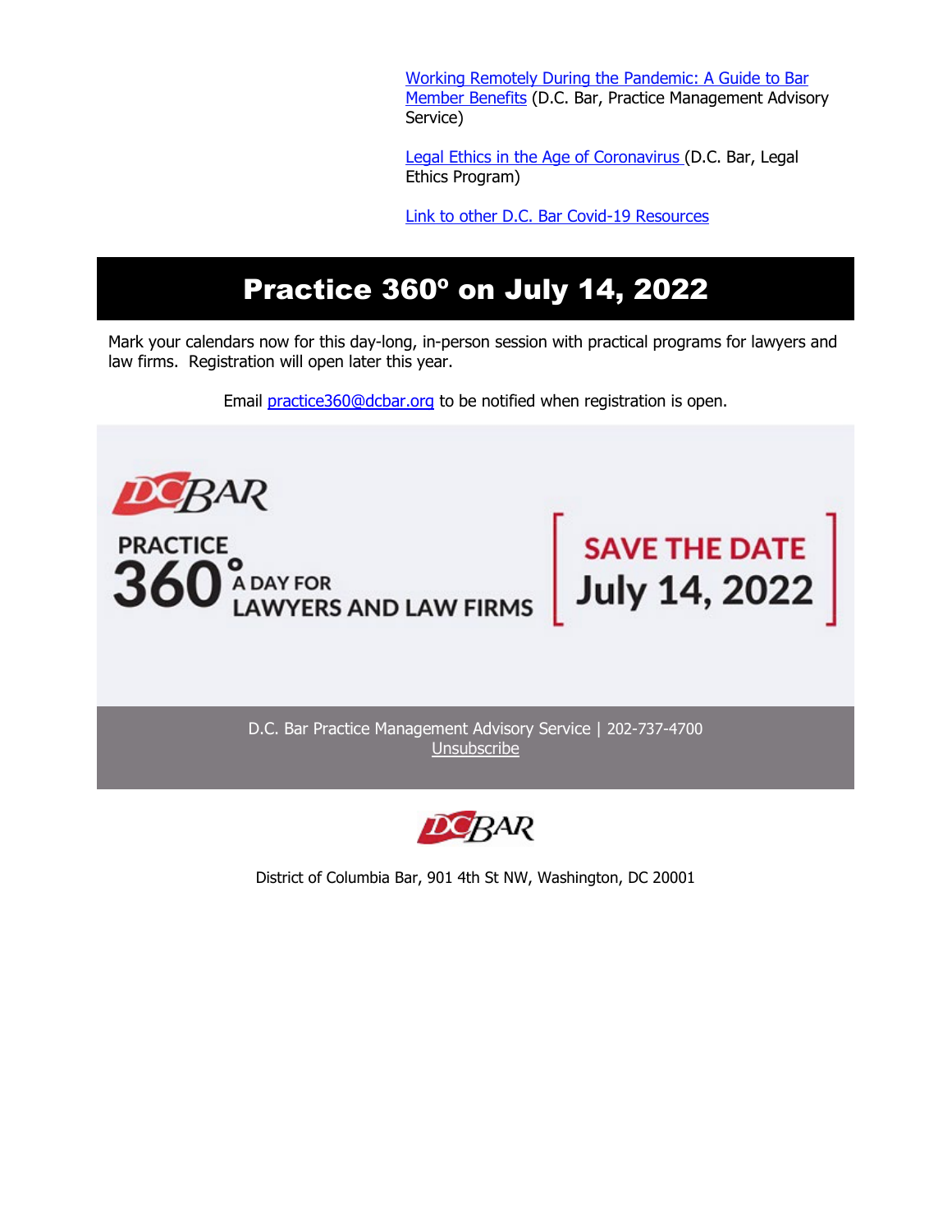Working Remotely During the Pandemic: A Guide to Bar Member Benefits (D.C. Bar, Practice Management Advisory Service)

Legal Ethics in the Age of Coronavirus (D.C. Bar, Legal Ethics Program)

Link to other D.C. Bar Covid-19 Resources

# Practice 360º on July 14, 2022

Mark your calendars now for this day-long, in-person session with practical programs for lawyers and law firms. Registration will open later this year.

Email practice360@dcbar.org to be notified when registration is open.

DCBAR

PRACTICE 360° A DAY FOR LAWYERS AND LAW FIRMS

SAVE THE DATE
July 14, 2022

D.C. Bar Practice Management Advisory Service | 202-737-4700
Unsubscribe

DCBAR

District of Columbia Bar, 901 4th St NW, Washington, DC 20001